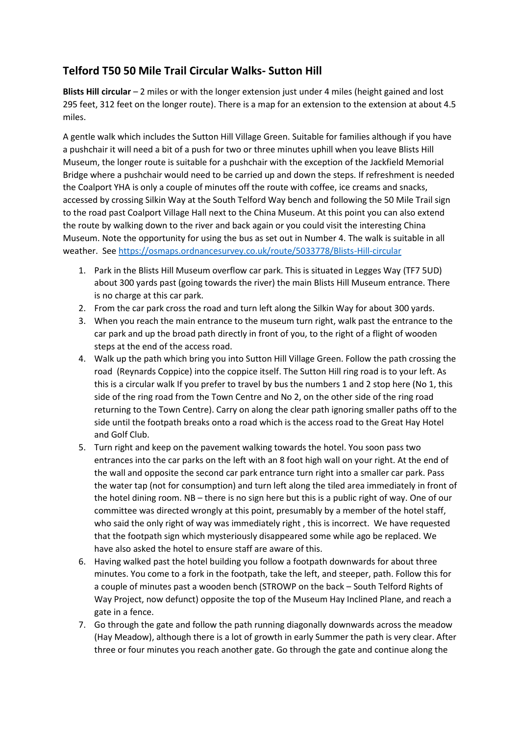## Telford T50 50 Mile Trail Circular Walks- Sutton Hill

**Blists Hill circular** – 2 miles or with the longer extension just under 4 miles (height gained and lost 295 feet, 312 feet on the longer route). There is a map for an extension to the extension at about 4.5 miles.

A gentle walk which includes the Sutton Hill Village Green. Suitable for families although if you have a pushchair it will need a bit of a push for two or three minutes uphill when you leave Blists Hill Museum, the longer route is suitable for a pushchair with the exception of the Jackfield Memorial Bridge where a pushchair would need to be carried up and down the steps. If refreshment is needed the Coalport YHA is only a couple of minutes off the route with coffee, ice creams and snacks, accessed by crossing Silkin Way at the South Telford Way bench and following the 50 Mile Trail sign to the road past Coalport Village Hall next to the China Museum. At this point you can also extend the route by walking down to the river and back again or you could visit the interesting China Museum. Note the opportunity for using the bus as set out in Number 4. The walk is suitable in all weather. See https://osmaps.ordnancesurvey.co.uk/route/5033778/Blists-Hill-circular

1. Park in the Blists Hill Museum overflow car park. This is situated in Legges Way (TF7 5UD) about 300 yards past (going towards the river) the main Blists Hill Museum entrance. There is no charge at this car park.
2. From the car park cross the road and turn left along the Silkin Way for about 300 yards.
3. When you reach the main entrance to the museum turn right, walk past the entrance to the car park and up the broad path directly in front of you, to the right of a flight of wooden steps at the end of the access road.
4. Walk up the path which bring you into Sutton Hill Village Green. Follow the path crossing the road (Reynards Coppice) into the coppice itself. The Sutton Hill ring road is to your left. As this is a circular walk If you prefer to travel by bus the numbers 1 and 2 stop here (No 1, this side of the ring road from the Town Centre and No 2, on the other side of the ring road returning to the Town Centre). Carry on along the clear path ignoring smaller paths off to the side until the footpath breaks onto a road which is the access road to the Great Hay Hotel and Golf Club.
5. Turn right and keep on the pavement walking towards the hotel. You soon pass two entrances into the car parks on the left with an 8 foot high wall on your right. At the end of the wall and opposite the second car park entrance turn right into a smaller car park. Pass the water tap (not for consumption) and turn left along the tiled area immediately in front of the hotel dining room. NB – there is no sign here but this is a public right of way. One of our committee was directed wrongly at this point, presumably by a member of the hotel staff, who said the only right of way was immediately right , this is incorrect. We have requested that the footpath sign which mysteriously disappeared some while ago be replaced. We have also asked the hotel to ensure staff are aware of this.
6. Having walked past the hotel building you follow a footpath downwards for about three minutes. You come to a fork in the footpath, take the left, and steeper, path. Follow this for a couple of minutes past a wooden bench (STROWP on the back – South Telford Rights of Way Project, now defunct) opposite the top of the Museum Hay Inclined Plane, and reach a gate in a fence.
7. Go through the gate and follow the path running diagonally downwards across the meadow (Hay Meadow), although there is a lot of growth in early Summer the path is very clear. After three or four minutes you reach another gate. Go through the gate and continue along the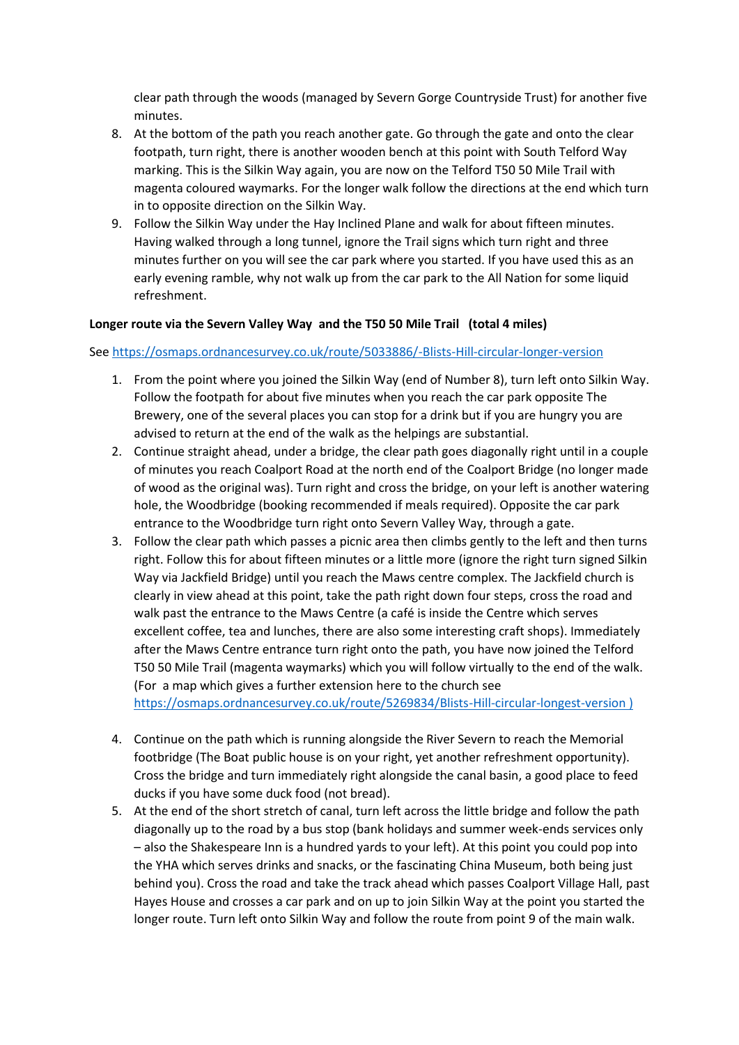clear path through the woods (managed by Severn Gorge Countryside Trust) for another five minutes.

8. At the bottom of the path you reach another gate. Go through the gate and onto the clear footpath, turn right, there is another wooden bench at this point with South Telford Way marking. This is the Silkin Way again, you are now on the Telford T50 50 Mile Trail with magenta coloured waymarks. For the longer walk follow the directions at the end which turn in to opposite direction on the Silkin Way.
9. Follow the Silkin Way under the Hay Inclined Plane and walk for about fifteen minutes. Having walked through a long tunnel, ignore the Trail signs which turn right and three minutes further on you will see the car park where you started. If you have used this as an early evening ramble, why not walk up from the car park to the All Nation for some liquid refreshment.

**Longer route via the Severn Valley Way and the T50 50 Mile Trail (total 4 miles)**

See https://osmaps.ordnancesurvey.co.uk/route/5033886/-Blists-Hill-circular-longer-version

1. From the point where you joined the Silkin Way (end of Number 8), turn left onto Silkin Way. Follow the footpath for about five minutes when you reach the car park opposite The Brewery, one of the several places you can stop for a drink but if you are hungry you are advised to return at the end of the walk as the helpings are substantial.
2. Continue straight ahead, under a bridge, the clear path goes diagonally right until in a couple of minutes you reach Coalport Road at the north end of the Coalport Bridge (no longer made of wood as the original was). Turn right and cross the bridge, on your left is another watering hole, the Woodbridge (booking recommended if meals required). Opposite the car park entrance to the Woodbridge turn right onto Severn Valley Way, through a gate.
3. Follow the clear path which passes a picnic area then climbs gently to the left and then turns right. Follow this for about fifteen minutes or a little more (ignore the right turn signed Silkin Way via Jackfield Bridge) until you reach the Maws centre complex. The Jackfield church is clearly in view ahead at this point, take the path right down four steps, cross the road and walk past the entrance to the Maws Centre (a café is inside the Centre which serves excellent coffee, tea and lunches, there are also some interesting craft shops). Immediately after the Maws Centre entrance turn right onto the path, you have now joined the Telford T50 50 Mile Trail (magenta waymarks) which you will follow virtually to the end of the walk. (For a map which gives a further extension here to the church see https://osmaps.ordnancesurvey.co.uk/route/5269834/Blists-Hill-circular-longest-version )
4. Continue on the path which is running alongside the River Severn to reach the Memorial footbridge (The Boat public house is on your right, yet another refreshment opportunity). Cross the bridge and turn immediately right alongside the canal basin, a good place to feed ducks if you have some duck food (not bread).
5. At the end of the short stretch of canal, turn left across the little bridge and follow the path diagonally up to the road by a bus stop (bank holidays and summer week-ends services only – also the Shakespeare Inn is a hundred yards to your left). At this point you could pop into the YHA which serves drinks and snacks, or the fascinating China Museum, both being just behind you). Cross the road and take the track ahead which passes Coalport Village Hall, past Hayes House and crosses a car park and on up to join Silkin Way at the point you started the longer route. Turn left onto Silkin Way and follow the route from point 9 of the main walk.